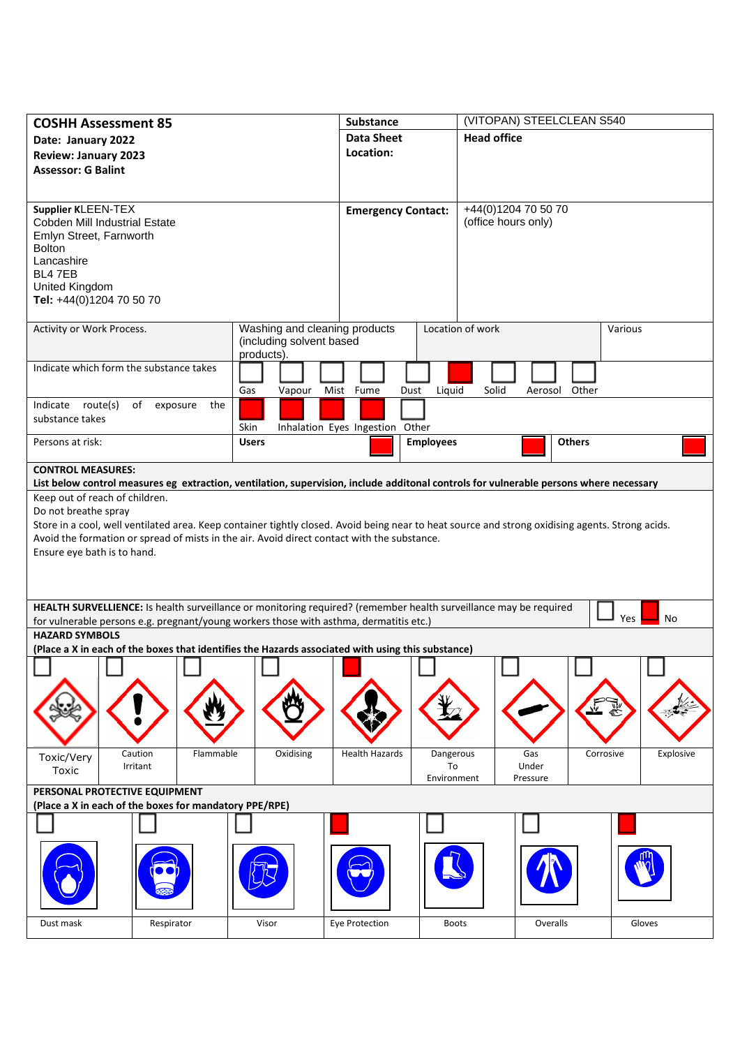| **COSHH Assessment 85**<br>**Date: January 2022**<br>**Review: January 2023**<br>**Assessor: G Balint** | **Substance**<br>**Data Sheet**<br>**Location:** | (VITOPAN) STEELCLEAN S540<br>**Head office** |
|---|---|---|
| **Supplier** KLEEN-TEX<br>Cobden Mill Industrial Estate<br>Emlyn Street, Farnworth<br>Bolton<br>Lancashire<br>BL4 7EB<br>United Kingdom<br>**Tel:** +44(0)1204 70 50 70 | **Emergency Contact:** | +44(0)1204 70 50 70<br>(office hours only) |

| Activity or Work Process. | Washing and cleaning products (including solvent based products). | Location of work | Various |
|---|---|---|---|

**Indicate which form the substance takes**

| Gas | Vapour | Mist | Fume | Dust | Liquid | Solid | Aerosol | Other |
|---|---|---|---|---|---|---|---|---|
| | | | | | X | | | |

**Indicate route(s) of exposure the substance takes**

| Skin | Inhalation | Eyes | Ingestion | Other |
|---|---|---|---|---|
| X | X | X | X | |

**Persons at risk:**

| Users | Employees | Others |
|---|---|---|
| X | X | X |

**CONTROL MEASURES:**
**List below control measures eg extraction, ventilation, supervision, include additonal controls for vulnerable persons where necessary**

Keep out of reach of children.
Do not breathe spray
Store in a cool, well ventilated area. Keep container tightly closed. Avoid being near to heat source and strong oxidising agents. Strong acids.
Avoid the formation or spread of mists in the air. Avoid direct contact with the substance.
Ensure eye bath is to hand.

**HEALTH SURVELLIENCE:** Is health surveillance or monitoring required? (remember health surveillance may be required for vulnerable persons e.g. pregnant/young workers those with asthma, dermatitis etc.)

| Yes | No |
|---|---|
| | X |

**HAZARD SYMBOLS**
**(Place a X in each of the boxes that identifies the Hazards associated with using this substance)**

| Toxic/Very Toxic | Caution Irritant | Flammable | Oxidising | Health Hazards | Dangerous To Environment | Gas Under Pressure | Corrosive | Explosive |
|---|---|---|---|---|---|---|---|---|
| | | | | X | | | | |

**PERSONAL PROTECTIVE EQUIPMENT**
**(Place a X in each of the boxes for mandatory PPE/RPE)**

| Dust mask | Respirator | Visor | Eye Protection | Boots | Overalls | Gloves |
|---|---|---|---|---|---|---|
| | | | X | | | X |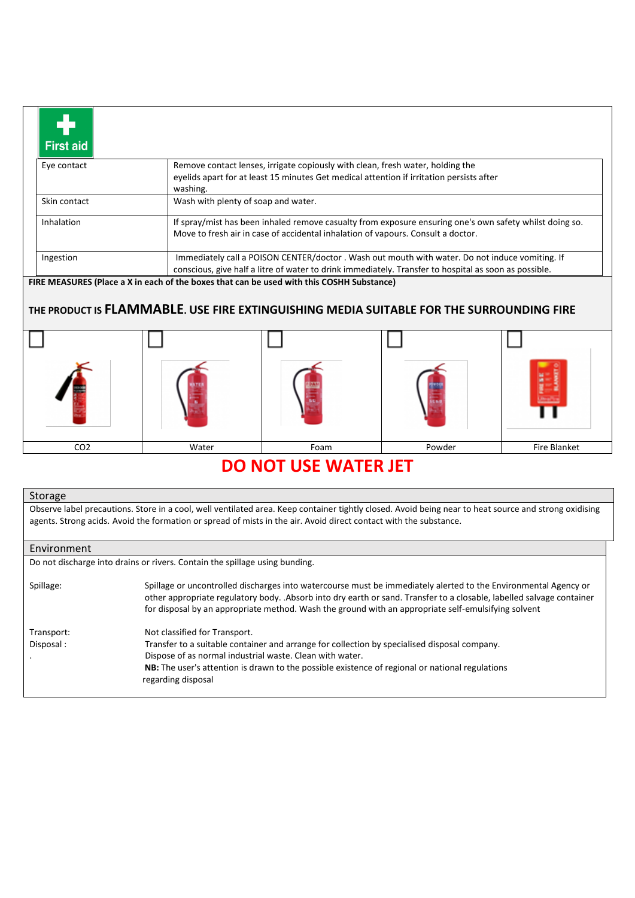First aid

| | |
|---|---|
| Eye contact | Remove contact lenses, irrigate copiously with clean, fresh water, holding the eyelids apart for at least 15 minutes Get medical attention if irritation persists after washing. |
| Skin contact | Wash with plenty of soap and water. |
| Inhalation | If spray/mist has been inhaled remove casualty from exposure ensuring one's own safety whilst doing so. Move to fresh air in case of accidental inhalation of vapours. Consult a doctor. |
| Ingestion | Immediately call a POISON CENTER/doctor . Wash out mouth with water. Do not induce vomiting. If conscious, give half a litre of water to drink immediately. Transfer to hospital as soon as possible. |

**FIRE MEASURES (Place a X in each of the boxes that can be used with this COSHH Substance)**

**THE PRODUCT IS FLAMMABLE. USE FIRE EXTINGUISHING MEDIA SUITABLE FOR THE SURROUNDING FIRE**

| ☐ | ☐ | ☐ | ☐ | ☐ |
|---|---|---|---|---|
| CO2 | Water | Foam | Powder | Fire Blanket |

**DO NOT USE WATER JET**

## Storage

Observe label precautions. Store in a cool, well ventilated area. Keep container tightly closed. Avoid being near to heat source and strong oxidising agents. Strong acids. Avoid the formation or spread of mists in the air. Avoid direct contact with the substance.

## Environment

Do not discharge into drains or rivers. Contain the spillage using bunding.

| | |
|---|---|
| Spillage: | Spillage or uncontrolled discharges into watercourse must be immediately alerted to the Environmental Agency or other appropriate regulatory body. .Absorb into dry earth or sand. Transfer to a closable, labelled salvage container for disposal by an appropriate method. Wash the ground with an appropriate self-emulsifying solvent |
| Transport: | Not classified for Transport. |
| Disposal : | Transfer to a suitable container and arrange for collection by specialised disposal company. Dispose of as normal industrial waste. Clean with water. **NB:** The user's attention is drawn to the possible existence of regional or national regulations regarding disposal |